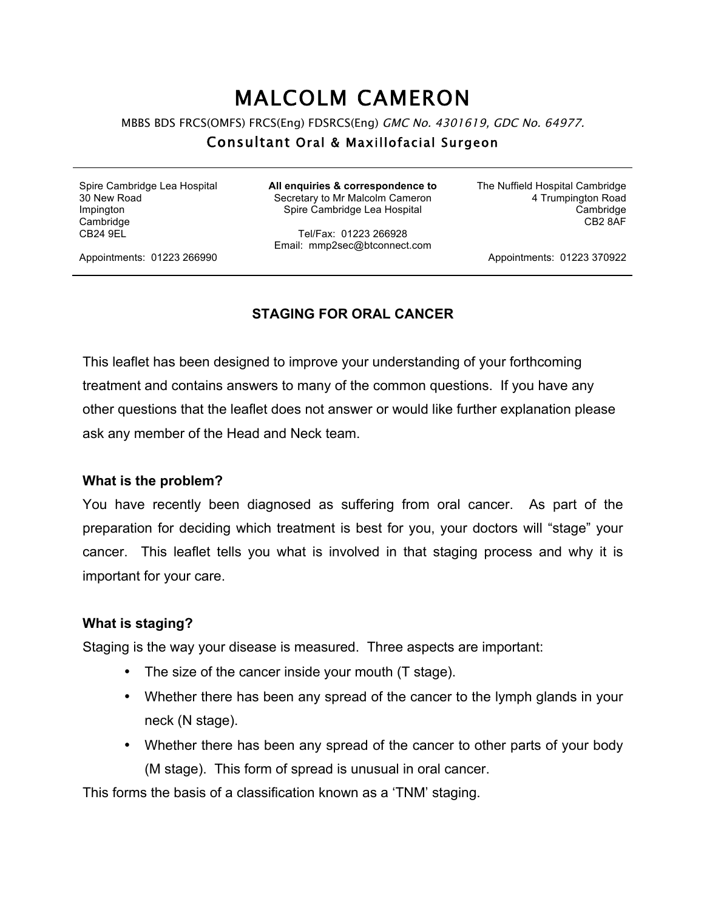# MALCOLM CAMERON

MBBS BDS FRCS(OMFS) FRCS(Eng) FDSRCS(Eng) *GMC No. 4301619, GDC No. 64977.*

## Consultant Oral & Maxillofacial Surgeon

---

Spire Cambridge Lea Hospital
30 New Road
Impington
Cambridge
CB24 9EL

Appointments: 01223 266990

**All enquiries & correspondence to**
Secretary to Mr Malcolm Cameron
Spire Cambridge Lea Hospital

Tel/Fax: 01223 266928
Email: mmp2sec@btconnect.com

The Nuffield Hospital Cambridge
4 Trumpington Road
Cambridge
CB2 8AF

Appointments: 01223 370922

---

### STAGING FOR ORAL CANCER

This leaflet has been designed to improve your understanding of your forthcoming treatment and contains answers to many of the common questions. If you have any other questions that the leaflet does not answer or would like further explanation please ask any member of the Head and Neck team.

**What is the problem?**

You have recently been diagnosed as suffering from oral cancer. As part of the preparation for deciding which treatment is best for you, your doctors will "stage" your cancer. This leaflet tells you what is involved in that staging process and why it is important for your care.

**What is staging?**

Staging is the way your disease is measured. Three aspects are important:

- The size of the cancer inside your mouth (T stage).
- Whether there has been any spread of the cancer to the lymph glands in your neck (N stage).
- Whether there has been any spread of the cancer to other parts of your body (M stage). This form of spread is unusual in oral cancer.

This forms the basis of a classification known as a 'TNM' staging.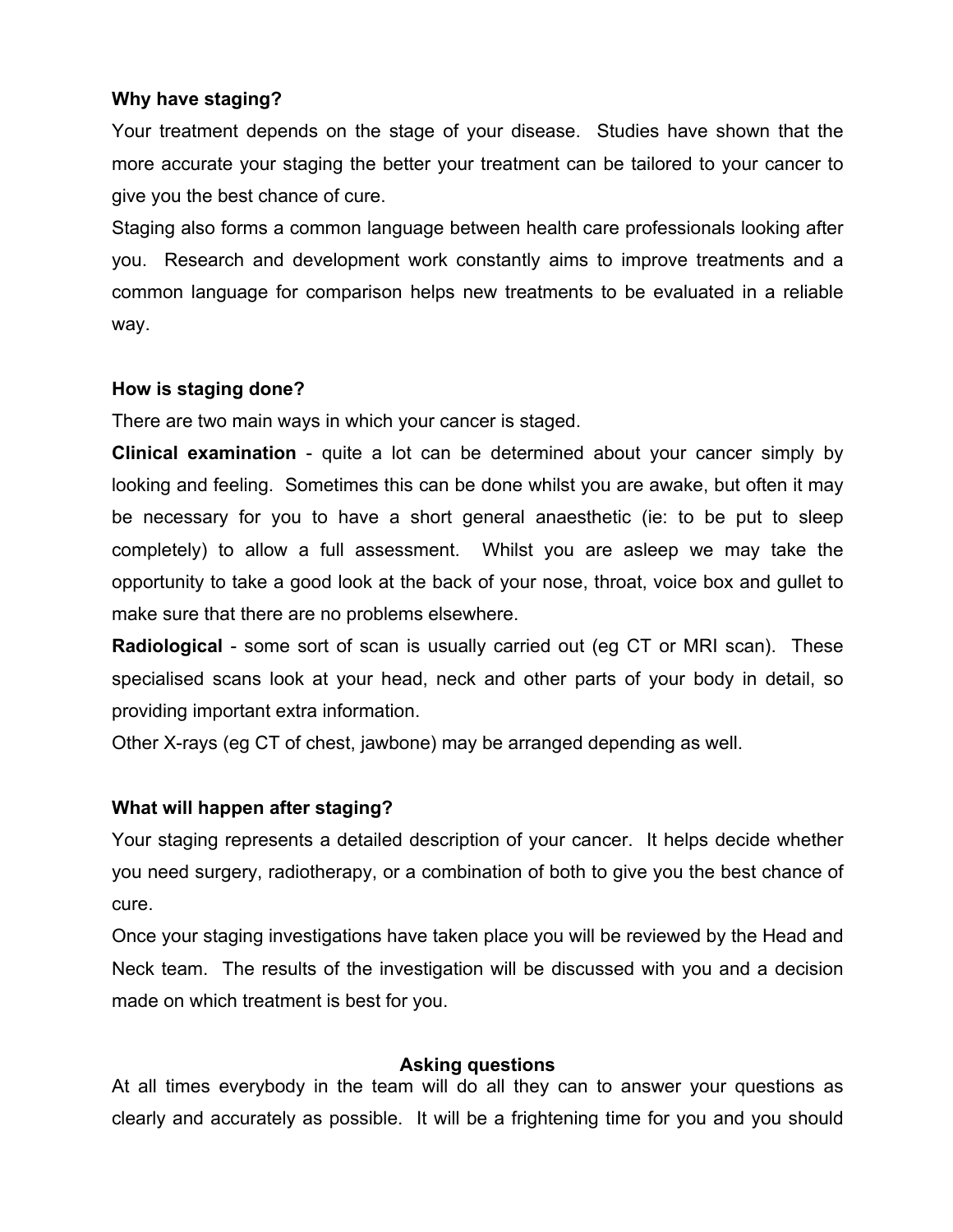**Why have staging?**

Your treatment depends on the stage of your disease. Studies have shown that the more accurate your staging the better your treatment can be tailored to your cancer to give you the best chance of cure.

Staging also forms a common language between health care professionals looking after you. Research and development work constantly aims to improve treatments and a common language for comparison helps new treatments to be evaluated in a reliable way.

**How is staging done?**

There are two main ways in which your cancer is staged.

**Clinical examination** - quite a lot can be determined about your cancer simply by looking and feeling. Sometimes this can be done whilst you are awake, but often it may be necessary for you to have a short general anaesthetic (ie: to be put to sleep completely) to allow a full assessment. Whilst you are asleep we may take the opportunity to take a good look at the back of your nose, throat, voice box and gullet to make sure that there are no problems elsewhere.

**Radiological** - some sort of scan is usually carried out (eg CT or MRI scan). These specialised scans look at your head, neck and other parts of your body in detail, so providing important extra information.

Other X-rays (eg CT of chest, jawbone) may be arranged depending as well.

**What will happen after staging?**

Your staging represents a detailed description of your cancer. It helps decide whether you need surgery, radiotherapy, or a combination of both to give you the best chance of cure.

Once your staging investigations have taken place you will be reviewed by the Head and Neck team. The results of the investigation will be discussed with you and a decision made on which treatment is best for you.

**Asking questions**

At all times everybody in the team will do all they can to answer your questions as clearly and accurately as possible. It will be a frightening time for you and you should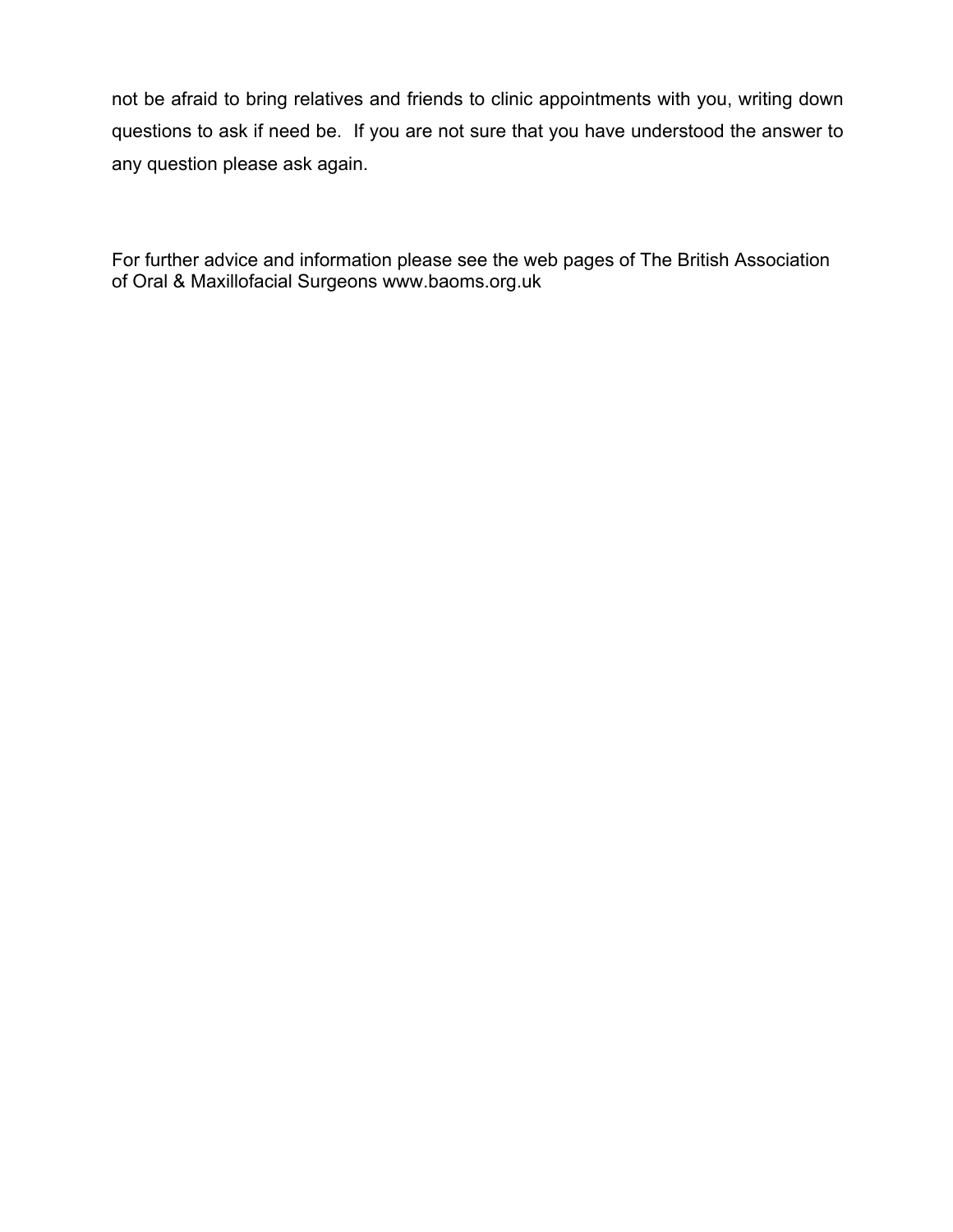not be afraid to bring relatives and friends to clinic appointments with you, writing down questions to ask if need be. If you are not sure that you have understood the answer to any question please ask again.

For further advice and information please see the web pages of The British Association of Oral & Maxillofacial Surgeons www.baoms.org.uk